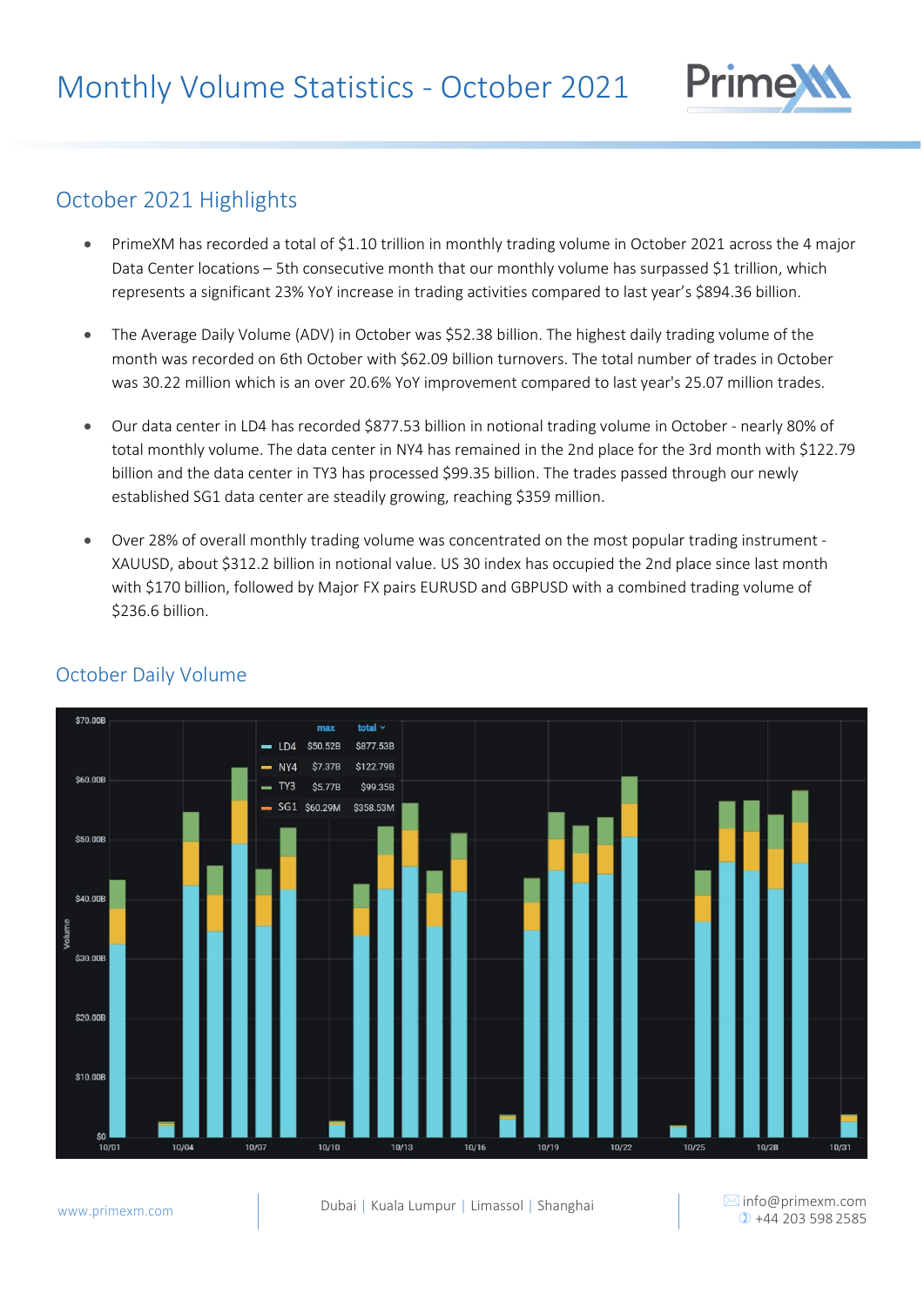# Monthly Volume Statistics - October 2021

## October 2021 Highlights

- PrimeXM has recorded a total of $1.10 trillion in monthly trading volume in October 2021 across the 4 major Data Center locations – 5th consecutive month that our monthly volume has surpassed $1 trillion, which represents a significant 23% YoY increase in trading activities compared to last year's $894.36 billion.
- The Average Daily Volume (ADV) in October was $52.38 billion. The highest daily trading volume of the month was recorded on 6th October with $62.09 billion turnovers. The total number of trades in October was 30.22 million which is an over 20.6% YoY improvement compared to last year's 25.07 million trades.
- Our data center in LD4 has recorded $877.53 billion in notional trading volume in October - nearly 80% of total monthly volume. The data center in NY4 has remained in the 2nd place for the 3rd month with $122.79 billion and the data center in TY3 has processed $99.35 billion. The trades passed through our newly established SG1 data center are steadily growing, reaching $359 million.
- Over 28% of overall monthly trading volume was concentrated on the most popular trading instrument - XAUUSD, about $312.2 billion in notional value. US 30 index has occupied the 2nd place since last month with $170 billion, followed by Major FX pairs EURUSD and GBPUSD with a combined trading volume of $236.6 billion.

## October Daily Volume

| | max | total |
|---|---|---|
| LD4 | $50.52B | $877.53B |
| NY4 | $7.37B | $122.79B |
| TY3 | $5.77B | $99.35B |
| SG1 | $60.29M | $358.53M |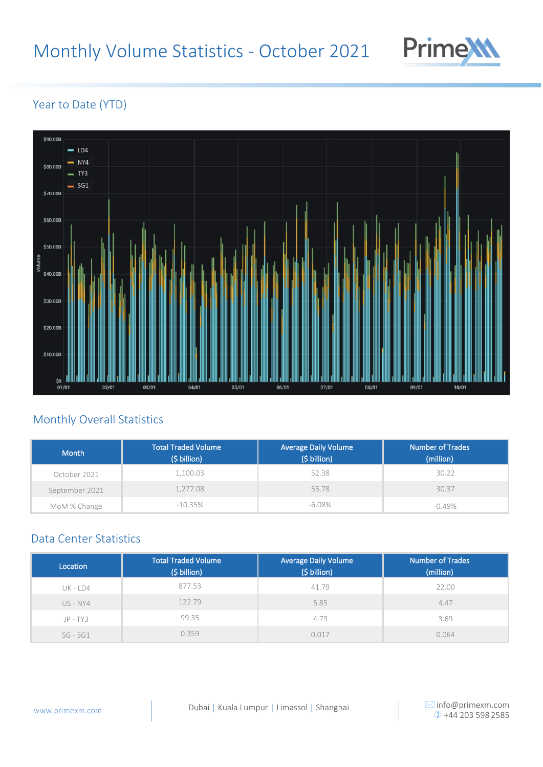# Monthly Volume Statistics - October 2021

## Year to Date (YTD)

## Monthly Overall Statistics

| Month | Total Traded Volume ($ billion) | Average Daily Volume ($ billion) | Number of Trades (million) |
|---|---|---|---|
| October 2021 | 1,100.03 | 52.38 | 30.22 |
| September 2021 | 1,277.08 | 55.78 | 30.37 |
| MoM % Change | -10.35% | -6.08% | -0.49% |

## Data Center Statistics

| Location | Total Traded Volume ($ billion) | Average Daily Volume ($ billion) | Number of Trades (million) |
|---|---|---|---|
| UK - LD4 | 877.53 | 41.79 | 22.00 |
| US - NY4 | 122.79 | 5.85 | 4.47 |
| JP - TY3 | 99.35 | 4.73 | 3.69 |
| SG - SG1 | 0.359 | 0.017 | 0.064 |

www.primexm.com | Dubai | Kuala Lumpur | Limassol | Shanghai | info@primexm.com +44 203 598 2585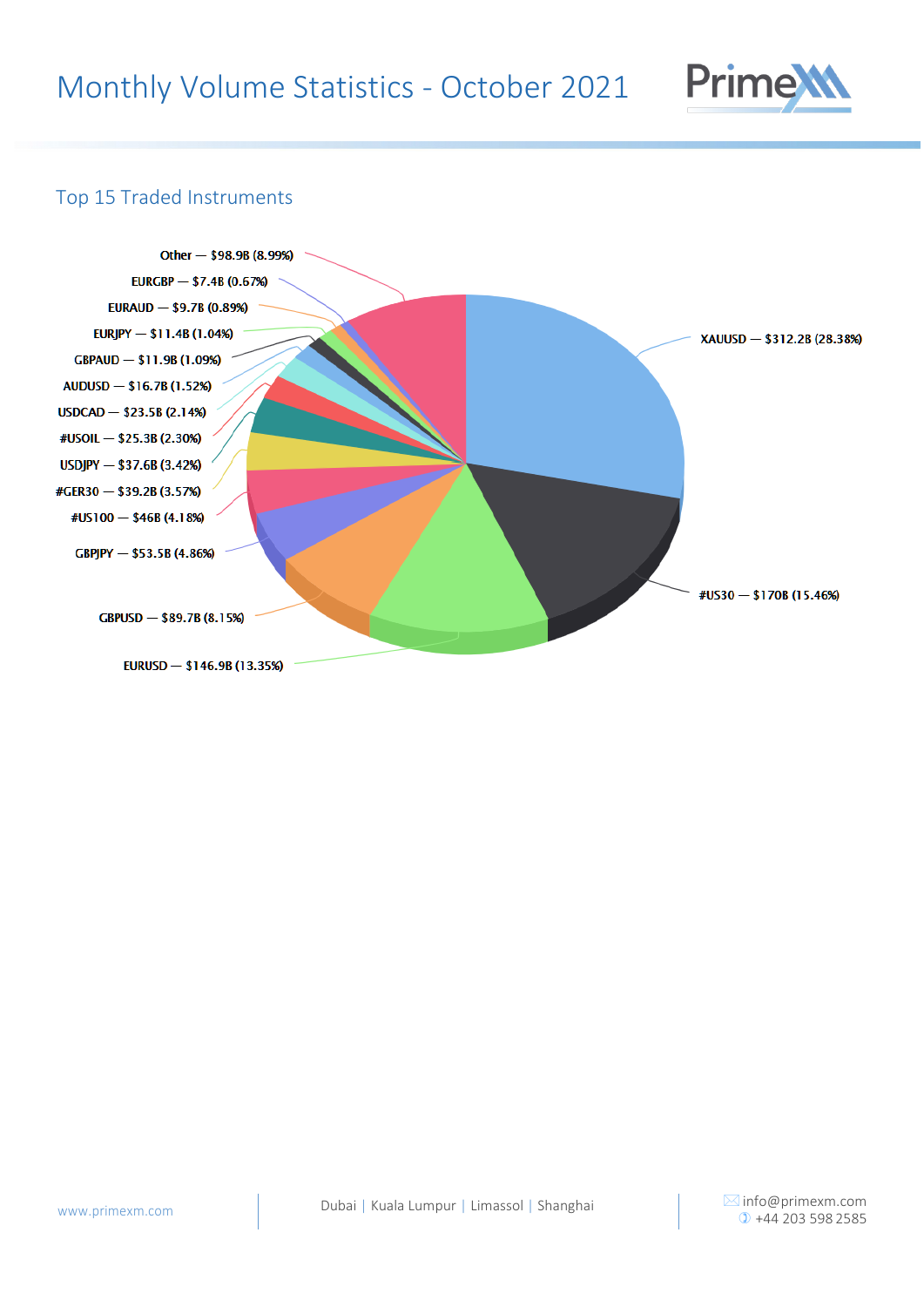# Monthly Volume Statistics - October 2021

## Top 15 Traded Instruments

Other — $98.9B (8.99%)
EURGBP — $7.4B (0.67%)
EURAUD — $9.7B (0.89%)
EURJPY — $11.4B (1.04%)
GBPAUD — $11.9B (1.09%)
AUDUSD — $16.7B (1.52%)
USDCAD — $23.5B (2.14%)
#USOIL — $25.3B (2.30%)
USDJPY — $37.6B (3.42%)
#GER30 — $39.2B (3.57%)
#US100 — $46B (4.18%)
GBPJPY — $53.5B (4.86%)
GBPUSD — $89.7B (8.15%)
EURUSD — $146.9B (13.35%)
XAUUSD — $312.2B (28.38%)
#US30 — $170B (15.46%)

www.primexm.com

Dubai | Kuala Lumpur | Limassol | Shanghai

info@primexm.com
+44 203 598 2585